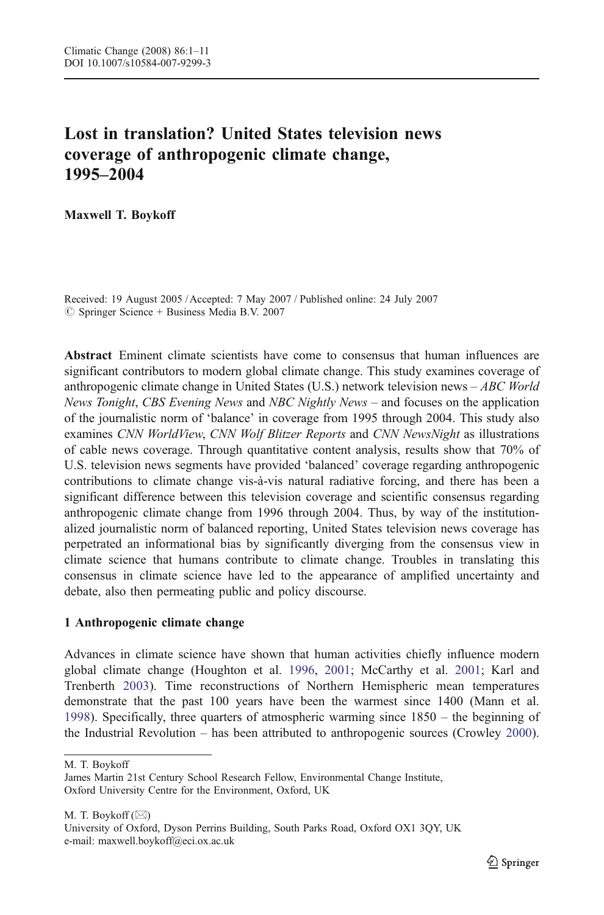# Lost in translation? United States television news coverage of anthropogenic climate change, 1995–2004

**Maxwell T. Boykoff**

Received: 19 August 2005 / Accepted: 7 May 2007 / Published online: 24 July 2007
© Springer Science + Business Media B.V. 2007

**Abstract** Eminent climate scientists have come to consensus that human influences are significant contributors to modern global climate change. This study examines coverage of anthropogenic climate change in United States (U.S.) network television news – *ABC World News Tonight*, *CBS Evening News* and *NBC Nightly News* – and focuses on the application of the journalistic norm of 'balance' in coverage from 1995 through 2004. This study also examines *CNN WorldView*, *CNN Wolf Blitzer Reports* and *CNN NewsNight* as illustrations of cable news coverage. Through quantitative content analysis, results show that 70% of U.S. television news segments have provided 'balanced' coverage regarding anthropogenic contributions to climate change vis-à-vis natural radiative forcing, and there has been a significant difference between this television coverage and scientific consensus regarding anthropogenic climate change from 1996 through 2004. Thus, by way of the institutionalized journalistic norm of balanced reporting, United States television news coverage has perpetrated an informational bias by significantly diverging from the consensus view in climate science that humans contribute to climate change. Troubles in translating this consensus in climate science have led to the appearance of amplified uncertainty and debate, also then permeating public and policy discourse.

## 1 Anthropogenic climate change

Advances in climate science have shown that human activities chiefly influence modern global climate change (Houghton et al. 1996, 2001; McCarthy et al. 2001; Karl and Trenberth 2003). Time reconstructions of Northern Hemispheric mean temperatures demonstrate that the past 100 years have been the warmest since 1400 (Mann et al. 1998). Specifically, three quarters of atmospheric warming since 1850 – the beginning of the Industrial Revolution – has been attributed to anthropogenic sources (Crowley 2000).

---

M. T. Boykoff
James Martin 21st Century School Research Fellow, Environmental Change Institute, Oxford University Centre for the Environment, Oxford, UK

M. T. Boykoff (✉)
University of Oxford, Dyson Perrins Building, South Parks Road, Oxford OX1 3QY, UK
e-mail: maxwell.boykoff@eci.ox.ac.uk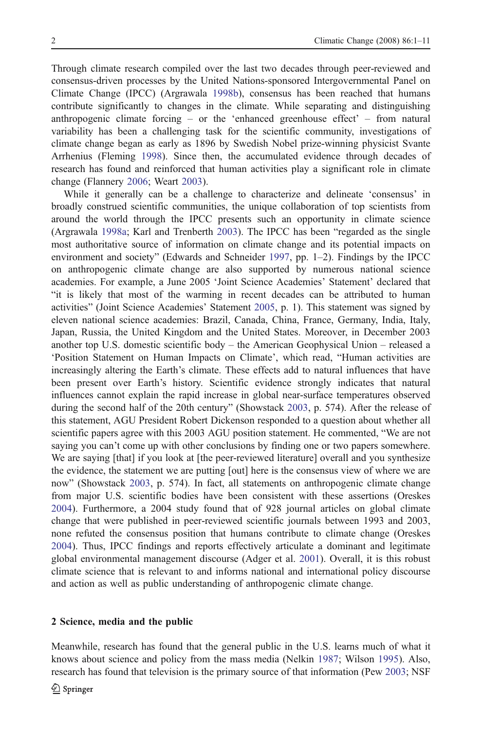Through climate research compiled over the last two decades through peer-reviewed and consensus-driven processes by the United Nations-sponsored Intergovernmental Panel on Climate Change (IPCC) (Argrawala 1998b), consensus has been reached that humans contribute significantly to changes in the climate. While separating and distinguishing anthropogenic climate forcing – or the 'enhanced greenhouse effect' – from natural variability has been a challenging task for the scientific community, investigations of climate change began as early as 1896 by Swedish Nobel prize-winning physicist Svante Arrhenius (Fleming 1998). Since then, the accumulated evidence through decades of research has found and reinforced that human activities play a significant role in climate change (Flannery 2006; Weart 2003).

While it generally can be a challenge to characterize and delineate 'consensus' in broadly construed scientific communities, the unique collaboration of top scientists from around the world through the IPCC presents such an opportunity in climate science (Argrawala 1998a; Karl and Trenberth 2003). The IPCC has been "regarded as the single most authoritative source of information on climate change and its potential impacts on environment and society" (Edwards and Schneider 1997, pp. 1–2). Findings by the IPCC on anthropogenic climate change are also supported by numerous national science academies. For example, a June 2005 'Joint Science Academies' Statement' declared that "it is likely that most of the warming in recent decades can be attributed to human activities" (Joint Science Academies' Statement 2005, p. 1). This statement was signed by eleven national science academies: Brazil, Canada, China, France, Germany, India, Italy, Japan, Russia, the United Kingdom and the United States. Moreover, in December 2003 another top U.S. domestic scientific body – the American Geophysical Union – released a 'Position Statement on Human Impacts on Climate', which read, "Human activities are increasingly altering the Earth's climate. These effects add to natural influences that have been present over Earth's history. Scientific evidence strongly indicates that natural influences cannot explain the rapid increase in global near-surface temperatures observed during the second half of the 20th century" (Showstack 2003, p. 574). After the release of this statement, AGU President Robert Dickenson responded to a question about whether all scientific papers agree with this 2003 AGU position statement. He commented, "We are not saying you can't come up with other conclusions by finding one or two papers somewhere. We are saying [that] if you look at [the peer-reviewed literature] overall and you synthesize the evidence, the statement we are putting [out] here is the consensus view of where we are now" (Showstack 2003, p. 574). In fact, all statements on anthropogenic climate change from major U.S. scientific bodies have been consistent with these assertions (Oreskes 2004). Furthermore, a 2004 study found that of 928 journal articles on global climate change that were published in peer-reviewed scientific journals between 1993 and 2003, none refuted the consensus position that humans contribute to climate change (Oreskes 2004). Thus, IPCC findings and reports effectively articulate a dominant and legitimate global environmental management discourse (Adger et al. 2001). Overall, it is this robust climate science that is relevant to and informs national and international policy discourse and action as well as public understanding of anthropogenic climate change.

## 2 Science, media and the public

Meanwhile, research has found that the general public in the U.S. learns much of what it knows about science and policy from the mass media (Nelkin 1987; Wilson 1995). Also, research has found that television is the primary source of that information (Pew 2003; NSF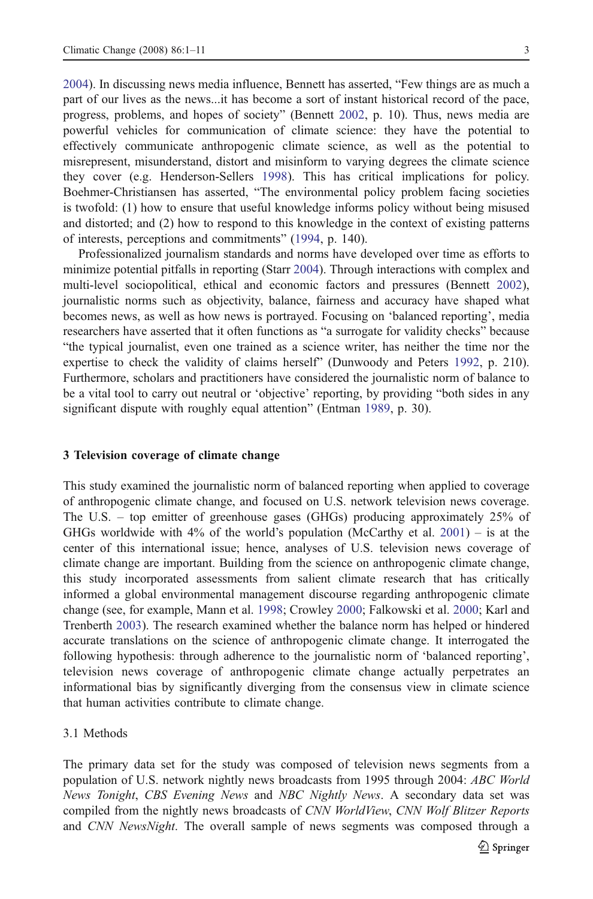2004). In discussing news media influence, Bennett has asserted, "Few things are as much a part of our lives as the news...it has become a sort of instant historical record of the pace, progress, problems, and hopes of society" (Bennett 2002, p. 10). Thus, news media are powerful vehicles for communication of climate science: they have the potential to effectively communicate anthropogenic climate science, as well as the potential to misrepresent, misunderstand, distort and misinform to varying degrees the climate science they cover (e.g. Henderson-Sellers 1998). This has critical implications for policy. Boehmer-Christiansen has asserted, "The environmental policy problem facing societies is twofold: (1) how to ensure that useful knowledge informs policy without being misused and distorted; and (2) how to respond to this knowledge in the context of existing patterns of interests, perceptions and commitments" (1994, p. 140).

Professionalized journalism standards and norms have developed over time as efforts to minimize potential pitfalls in reporting (Starr 2004). Through interactions with complex and multi-level sociopolitical, ethical and economic factors and pressures (Bennett 2002), journalistic norms such as objectivity, balance, fairness and accuracy have shaped what becomes news, as well as how news is portrayed. Focusing on 'balanced reporting', media researchers have asserted that it often functions as "a surrogate for validity checks" because "the typical journalist, even one trained as a science writer, has neither the time nor the expertise to check the validity of claims herself" (Dunwoody and Peters 1992, p. 210). Furthermore, scholars and practitioners have considered the journalistic norm of balance to be a vital tool to carry out neutral or 'objective' reporting, by providing "both sides in any significant dispute with roughly equal attention" (Entman 1989, p. 30).

## 3 Television coverage of climate change

This study examined the journalistic norm of balanced reporting when applied to coverage of anthropogenic climate change, and focused on U.S. network television news coverage. The U.S. – top emitter of greenhouse gases (GHGs) producing approximately 25% of GHGs worldwide with 4% of the world's population (McCarthy et al. 2001) – is at the center of this international issue; hence, analyses of U.S. television news coverage of climate change are important. Building from the science on anthropogenic climate change, this study incorporated assessments from salient climate research that has critically informed a global environmental management discourse regarding anthropogenic climate change (see, for example, Mann et al. 1998; Crowley 2000; Falkowski et al. 2000; Karl and Trenberth 2003). The research examined whether the balance norm has helped or hindered accurate translations on the science of anthropogenic climate change. It interrogated the following hypothesis: through adherence to the journalistic norm of 'balanced reporting', television news coverage of anthropogenic climate change actually perpetrates an informational bias by significantly diverging from the consensus view in climate science that human activities contribute to climate change.

### 3.1 Methods

The primary data set for the study was composed of television news segments from a population of U.S. network nightly news broadcasts from 1995 through 2004: *ABC World News Tonight*, *CBS Evening News* and *NBC Nightly News*. A secondary data set was compiled from the nightly news broadcasts of *CNN WorldView*, *CNN Wolf Blitzer Reports* and *CNN NewsNight*. The overall sample of news segments was composed through a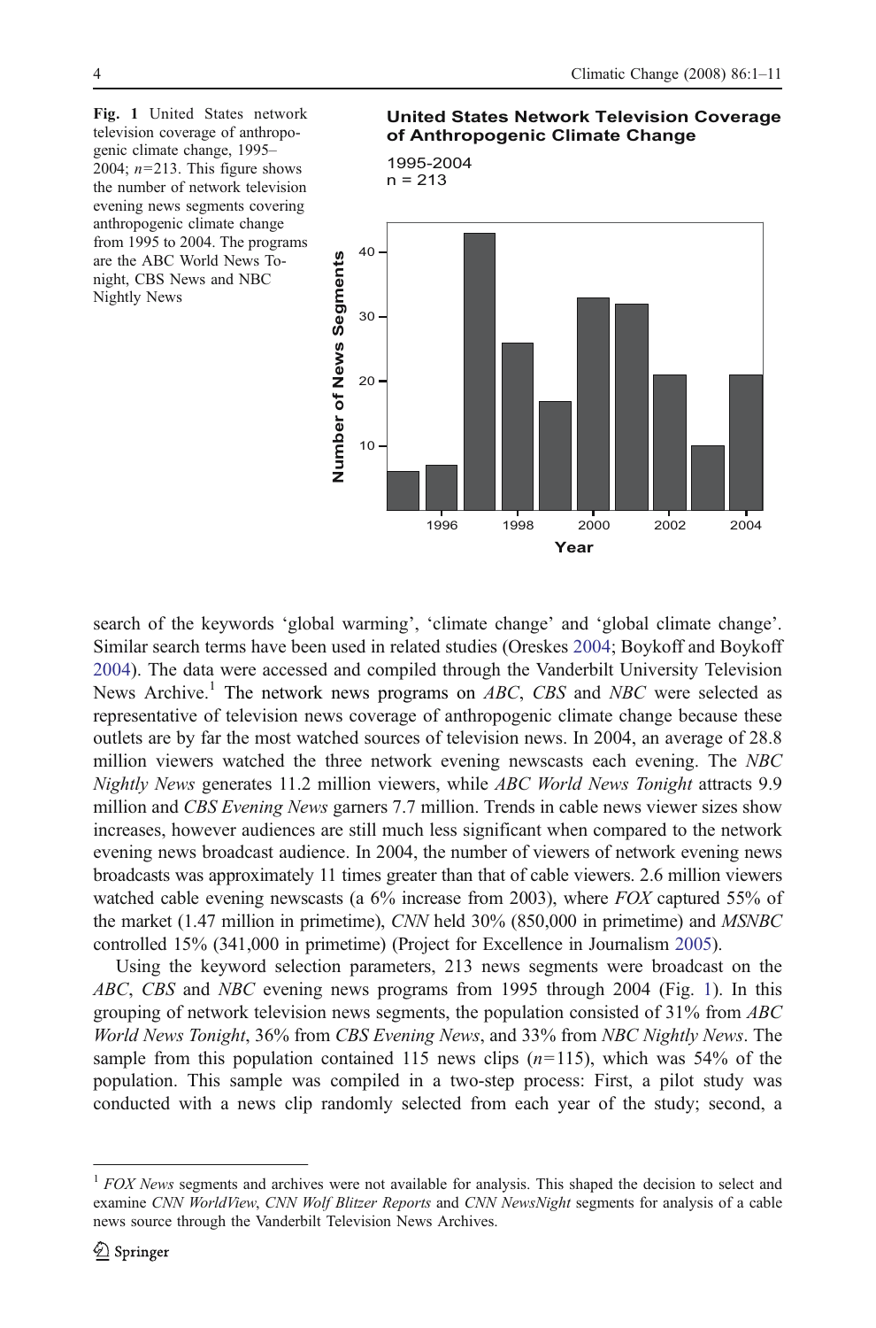**Fig. 1** United States network television coverage of anthropogenic climate change, 1995–2004; $n$=213. This figure shows the number of network television evening news segments covering anthropogenic climate change from 1995 to 2004. The programs are the ABC World News Tonight, CBS News and NBC Nightly News

**United States Network Television Coverage of Anthropogenic Climate Change**

1995-2004
n = 213

Number of News Segments

40
30
20
10

1996
1998
2000
2002
2004

Year

search of the keywords 'global warming', 'climate change' and 'global climate change'. Similar search terms have been used in related studies (Oreskes 2004; Boykoff and Boykoff 2004). The data were accessed and compiled through the Vanderbilt University Television News Archive.[1] The network news programs on *ABC*, *CBS* and *NBC* were selected as representative of television news coverage of anthropogenic climate change because these outlets are by far the most watched sources of television news. In 2004, an average of 28.8 million viewers watched the three network evening newscasts each evening. The *NBC Nightly News* generates 11.2 million viewers, while *ABC World News Tonight* attracts 9.9 million and *CBS Evening News* garners 7.7 million. Trends in cable news viewer sizes show increases, however audiences are still much less significant when compared to the network evening news broadcast audience. In 2004, the number of viewers of network evening news broadcasts was approximately 11 times greater than that of cable viewers. 2.6 million viewers watched cable evening newscasts (a 6% increase from 2003), where *FOX* captured 55% of the market (1.47 million in primetime), *CNN* held 30% (850,000 in primetime) and *MSNBC* controlled 15% (341,000 in primetime) (Project for Excellence in Journalism 2005).

Using the keyword selection parameters, 213 news segments were broadcast on the *ABC*, *CBS* and *NBC* evening news programs from 1995 through 2004 (Fig. 1). In this grouping of network television news segments, the population consisted of 31% from *ABC World News Tonight*, 36% from *CBS Evening News*, and 33% from *NBC Nightly News*. The sample from this population contained 115 news clips ($n$=115), which was 54% of the population. This sample was compiled in a two-step process: First, a pilot study was conducted with a news clip randomly selected from each year of the study; second, a

[1] *FOX News* segments and archives were not available for analysis. This shaped the decision to select and examine *CNN WorldView*, *CNN Wolf Blitzer Reports* and *CNN NewsNight* segments for analysis of a cable news source through the Vanderbilt Television News Archives.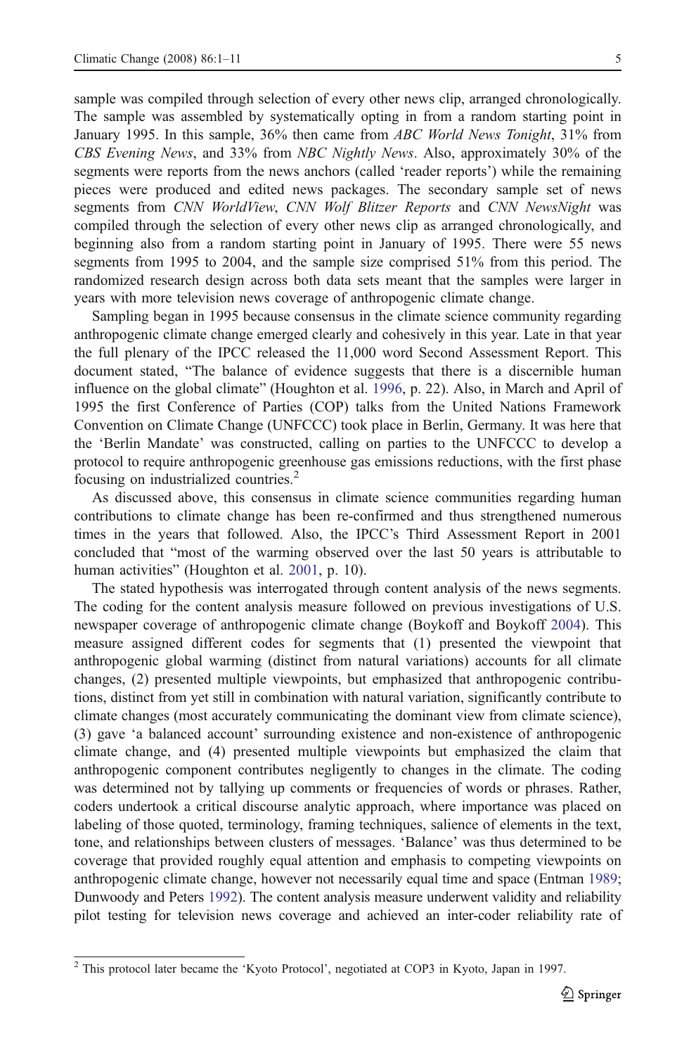sample was compiled through selection of every other news clip, arranged chronologically. The sample was assembled by systematically opting in from a random starting point in January 1995. In this sample, 36% then came from *ABC World News Tonight*, 31% from *CBS Evening News*, and 33% from *NBC Nightly News*. Also, approximately 30% of the segments were reports from the news anchors (called 'reader reports') while the remaining pieces were produced and edited news packages. The secondary sample set of news segments from *CNN WorldView*, *CNN Wolf Blitzer Reports* and *CNN NewsNight* was compiled through the selection of every other news clip as arranged chronologically, and beginning also from a random starting point in January of 1995. There were 55 news segments from 1995 to 2004, and the sample size comprised 51% from this period. The randomized research design across both data sets meant that the samples were larger in years with more television news coverage of anthropogenic climate change.

Sampling began in 1995 because consensus in the climate science community regarding anthropogenic climate change emerged clearly and cohesively in this year. Late in that year the full plenary of the IPCC released the 11,000 word Second Assessment Report. This document stated, "The balance of evidence suggests that there is a discernible human influence on the global climate" (Houghton et al. 1996, p. 22). Also, in March and April of 1995 the first Conference of Parties (COP) talks from the United Nations Framework Convention on Climate Change (UNFCCC) took place in Berlin, Germany. It was here that the 'Berlin Mandate' was constructed, calling on parties to the UNFCCC to develop a protocol to require anthropogenic greenhouse gas emissions reductions, with the first phase focusing on industrialized countries.[2]

As discussed above, this consensus in climate science communities regarding human contributions to climate change has been re-confirmed and thus strengthened numerous times in the years that followed. Also, the IPCC's Third Assessment Report in 2001 concluded that "most of the warming observed over the last 50 years is attributable to human activities" (Houghton et al. 2001, p. 10).

The stated hypothesis was interrogated through content analysis of the news segments. The coding for the content analysis measure followed on previous investigations of U.S. newspaper coverage of anthropogenic climate change (Boykoff and Boykoff 2004). This measure assigned different codes for segments that (1) presented the viewpoint that anthropogenic global warming (distinct from natural variations) accounts for all climate changes, (2) presented multiple viewpoints, but emphasized that anthropogenic contributions, distinct from yet still in combination with natural variation, significantly contribute to climate changes (most accurately communicating the dominant view from climate science), (3) gave 'a balanced account' surrounding existence and non-existence of anthropogenic climate change, and (4) presented multiple viewpoints but emphasized the claim that anthropogenic component contributes negligently to changes in the climate. The coding was determined not by tallying up comments or frequencies of words or phrases. Rather, coders undertook a critical discourse analytic approach, where importance was placed on labeling of those quoted, terminology, framing techniques, salience of elements in the text, tone, and relationships between clusters of messages. 'Balance' was thus determined to be coverage that provided roughly equal attention and emphasis to competing viewpoints on anthropogenic climate change, however not necessarily equal time and space (Entman 1989; Dunwoody and Peters 1992). The content analysis measure underwent validity and reliability pilot testing for television news coverage and achieved an inter-coder reliability rate of

[2] This protocol later became the 'Kyoto Protocol', negotiated at COP3 in Kyoto, Japan in 1997.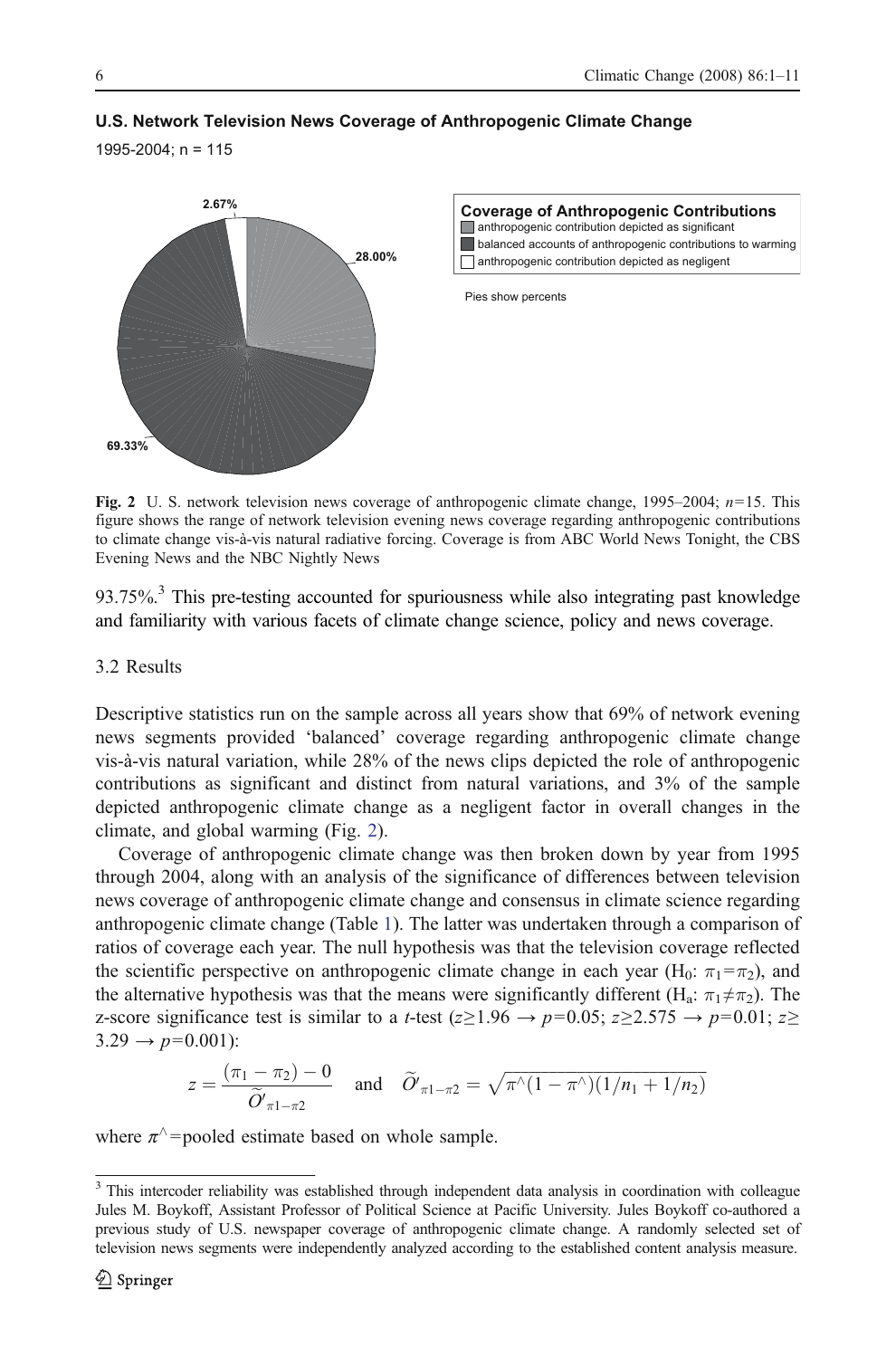**U.S. Network Television News Coverage of Anthropogenic Climate Change**

1995-2004; n = 115

2.67%

28.00%

69.33%

**Coverage of Anthropogenic Contributions**

anthropogenic contribution depicted as significant

balanced accounts of anthropogenic contributions to warming

anthropogenic contribution depicted as negligent

Pies show percents

**Fig. 2** U. S. network television news coverage of anthropogenic climate change, 1995–2004; $n=15$. This figure shows the range of network television evening news coverage regarding anthropogenic contributions to climate change vis-à-vis natural radiative forcing. Coverage is from ABC World News Tonight, the CBS Evening News and the NBC Nightly News

93.75%.[3] This pre-testing accounted for spuriousness while also integrating past knowledge and familiarity with various facets of climate change science, policy and news coverage.

### 3.2 Results

Descriptive statistics run on the sample across all years show that 69% of network evening news segments provided 'balanced' coverage regarding anthropogenic climate change vis-à-vis natural variation, while 28% of the news clips depicted the role of anthropogenic contributions as significant and distinct from natural variations, and 3% of the sample depicted anthropogenic climate change as a negligent factor in overall changes in the climate, and global warming (Fig. 2).

Coverage of anthropogenic climate change was then broken down by year from 1995 through 2004, along with an analysis of the significance of differences between television news coverage of anthropogenic climate change and consensus in climate science regarding anthropogenic climate change (Table 1). The latter was undertaken through a comparison of ratios of coverage each year. The null hypothesis was that the television coverage reflected the scientific perspective on anthropogenic climate change in each year ($H_0$: $\pi_1 = \pi_2$), and the alternative hypothesis was that the means were significantly different ($H_a$: $\pi_1 \neq \pi_2$). The z-score significance test is similar to a *t*-test ($z \geq 1.96 \rightarrow p = 0.05$; $z \geq 2.575 \rightarrow p = 0.01$; $z \geq 3.29 \rightarrow p = 0.001$):

$$z = \frac{(\pi_1 - \pi_2) - 0}{\widetilde{O}'_{\pi1-\pi2}} \quad \text{and} \quad \widetilde{O}'_{\pi1-\pi2} = \sqrt{\pi^{\wedge}(1-\pi^{\wedge})(1/n_1 + 1/n_2)}$$

where $\pi^{\wedge}$=pooled estimate based on whole sample.

[3] This intercoder reliability was established through independent data analysis in coordination with colleague Jules M. Boykoff, Assistant Professor of Political Science at Pacific University. Jules Boykoff co-authored a previous study of U.S. newspaper coverage of anthropogenic climate change. A randomly selected set of television news segments were independently analyzed according to the established content analysis measure.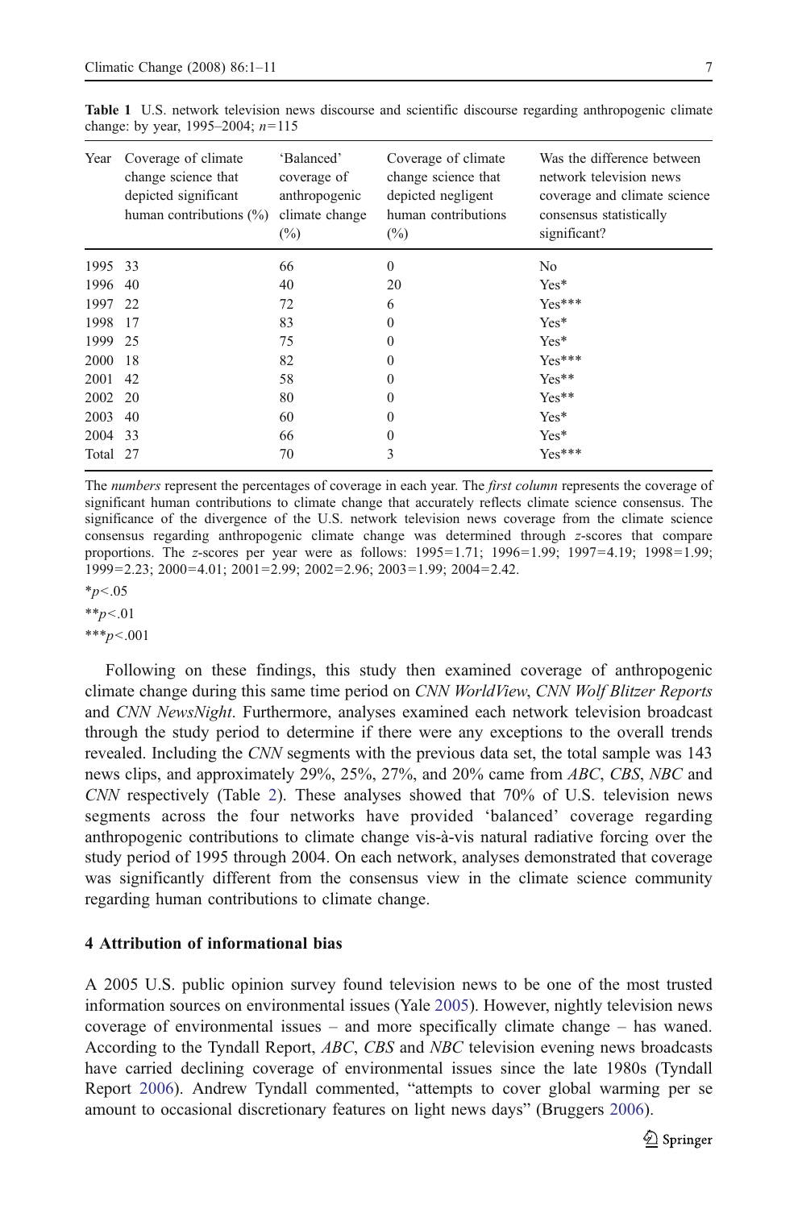**Table 1** U.S. network television news discourse and scientific discourse regarding anthropogenic climate change: by year, 1995–2004; $n$=115

| Year | Coverage of climate change science that depicted significant human contributions (%) | 'Balanced' coverage of anthropogenic climate change (%) | Coverage of climate change science that depicted negligent human contributions (%) | Was the difference between network television news coverage and climate science consensus statistically significant? |
|---|---|---|---|---|
| 1995 | 33 | 66 | 0 | No |
| 1996 | 40 | 40 | 20 | Yes* |
| 1997 | 22 | 72 | 6 | Yes*** |
| 1998 | 17 | 83 | 0 | Yes* |
| 1999 | 25 | 75 | 0 | Yes* |
| 2000 | 18 | 82 | 0 | Yes*** |
| 2001 | 42 | 58 | 0 | Yes** |
| 2002 | 20 | 80 | 0 | Yes** |
| 2003 | 40 | 60 | 0 | Yes* |
| 2004 | 33 | 66 | 0 | Yes* |
| Total | 27 | 70 | 3 | Yes*** |

The *numbers* represent the percentages of coverage in each year. The *first column* represents the coverage of significant human contributions to climate change that accurately reflects climate science consensus. The significance of the divergence of the U.S. network television news coverage from the climate science consensus regarding anthropogenic climate change was determined through $z$-scores that compare proportions. The $z$-scores per year were as follows: 1995=1.71; 1996=1.99; 1997=4.19; 1998=1.99; 1999=2.23; 2000=4.01; 2001=2.99; 2002=2.96; 2003=1.99; 2004=2.42.

*$p<.05$

**$p<.01$

***$p<.001$

Following on these findings, this study then examined coverage of anthropogenic climate change during this same time period on *CNN WorldView*, *CNN Wolf Blitzer Reports* and *CNN NewsNight*. Furthermore, analyses examined each network television broadcast through the study period to determine if there were any exceptions to the overall trends revealed. Including the *CNN* segments with the previous data set, the total sample was 143 news clips, and approximately 29%, 25%, 27%, and 20% came from *ABC*, *CBS*, *NBC* and *CNN* respectively (Table 2). These analyses showed that 70% of U.S. television news segments across the four networks have provided 'balanced' coverage regarding anthropogenic contributions to climate change vis-à-vis natural radiative forcing over the study period of 1995 through 2004. On each network, analyses demonstrated that coverage was significantly different from the consensus view in the climate science community regarding human contributions to climate change.

## 4 Attribution of informational bias

A 2005 U.S. public opinion survey found television news to be one of the most trusted information sources on environmental issues (Yale 2005). However, nightly television news coverage of environmental issues – and more specifically climate change – has waned. According to the Tyndall Report, *ABC*, *CBS* and *NBC* television evening news broadcasts have carried declining coverage of environmental issues since the late 1980s (Tyndall Report 2006). Andrew Tyndall commented, "attempts to cover global warming per se amount to occasional discretionary features on light news days" (Bruggers 2006).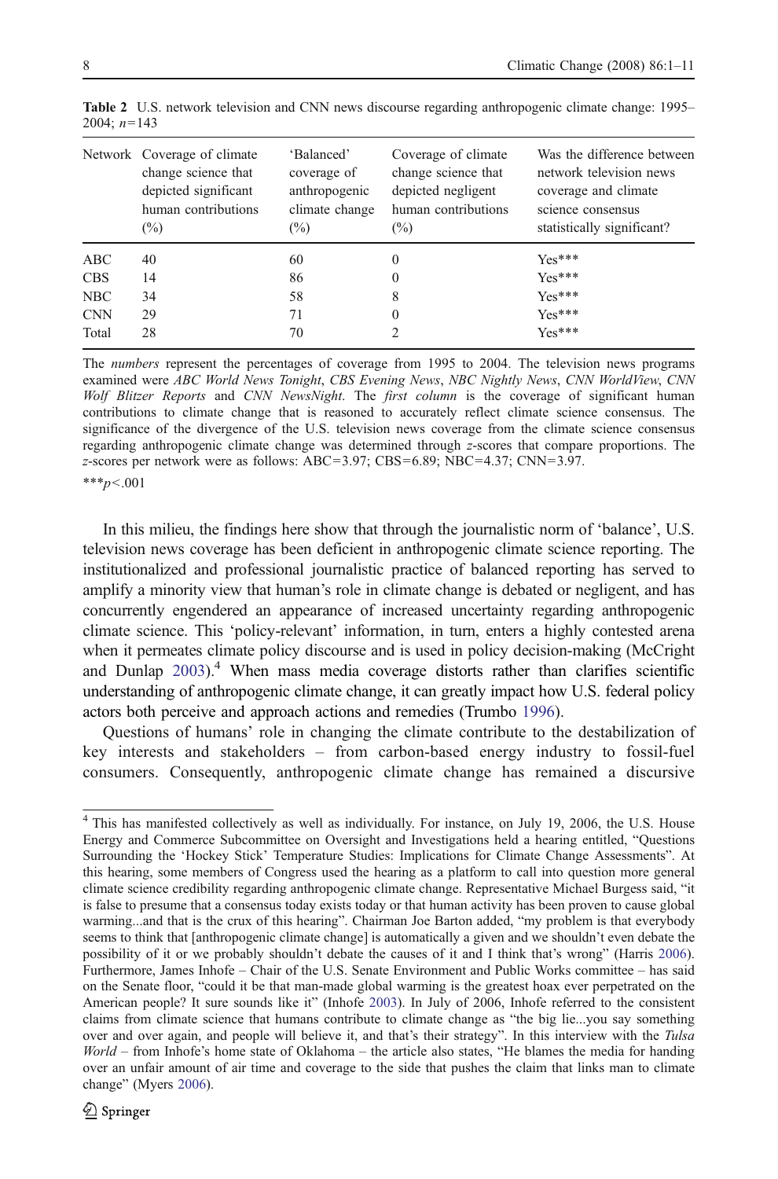**Table 2** U.S. network television and CNN news discourse regarding anthropogenic climate change: 1995–2004; $n=143$

| Network | Coverage of climate change science that depicted significant human contributions (%) | 'Balanced' coverage of anthropogenic climate change (%) | Coverage of climate change science that depicted negligent human contributions (%) | Was the difference between network television news coverage and climate science consensus statistically significant? |
|---|---|---|---|---|
| ABC | 40 | 60 | 0 | Yes*** |
| CBS | 14 | 86 | 0 | Yes*** |
| NBC | 34 | 58 | 8 | Yes*** |
| CNN | 29 | 71 | 0 | Yes*** |
| Total | 28 | 70 | 2 | Yes*** |

The *numbers* represent the percentages of coverage from 1995 to 2004. The television news programs examined were *ABC World News Tonight*, *CBS Evening News*, *NBC Nightly News*, *CNN WorldView*, *CNN Wolf Blitzer Reports* and *CNN NewsNight*. The *first column* is the coverage of significant human contributions to climate change that is reasoned to accurately reflect climate science consensus. The significance of the divergence of the U.S. television news coverage from the climate science consensus regarding anthropogenic climate change was determined through $z$-scores that compare proportions. The $z$-scores per network were as follows: ABC=3.97; CBS=6.89; NBC=4.37; CNN=3.97.

***$p<.001$

In this milieu, the findings here show that through the journalistic norm of 'balance', U.S. television news coverage has been deficient in anthropogenic climate science reporting. The institutionalized and professional journalistic practice of balanced reporting has served to amplify a minority view that human's role in climate change is debated or negligent, and has concurrently engendered an appearance of increased uncertainty regarding anthropogenic climate science. This 'policy-relevant' information, in turn, enters a highly contested arena when it permeates climate policy discourse and is used in policy decision-making (McCright and Dunlap 2003).[4] When mass media coverage distorts rather than clarifies scientific understanding of anthropogenic climate change, it can greatly impact how U.S. federal policy actors both perceive and approach actions and remedies (Trumbo 1996).

Questions of humans' role in changing the climate contribute to the destabilization of key interests and stakeholders – from carbon-based energy industry to fossil-fuel consumers. Consequently, anthropogenic climate change has remained a discursive

[4] This has manifested collectively as well as individually. For instance, on July 19, 2006, the U.S. House Energy and Commerce Subcommittee on Oversight and Investigations held a hearing entitled, "Questions Surrounding the 'Hockey Stick' Temperature Studies: Implications for Climate Change Assessments". At this hearing, some members of Congress used the hearing as a platform to call into question more general climate science credibility regarding anthropogenic climate change. Representative Michael Burgess said, "it is false to presume that a consensus today exists today or that human activity has been proven to cause global warming...and that is the crux of this hearing". Chairman Joe Barton added, "my problem is that everybody seems to think that [anthropogenic climate change] is automatically a given and we shouldn't even debate the possibility of it or we probably shouldn't debate the causes of it and I think that's wrong" (Harris 2006). Furthermore, James Inhofe – Chair of the U.S. Senate Environment and Public Works committee – has said on the Senate floor, "could it be that man-made global warming is the greatest hoax ever perpetrated on the American people? It sure sounds like it" (Inhofe 2003). In July of 2006, Inhofe referred to the consistent claims from climate science that humans contribute to climate change as "the big lie...you say something over and over again, and people will believe it, and that's their strategy". In this interview with the *Tulsa World* – from Inhofe's home state of Oklahoma – the article also states, "He blames the media for handing over an unfair amount of air time and coverage to the side that pushes the claim that links man to climate change" (Myers 2006).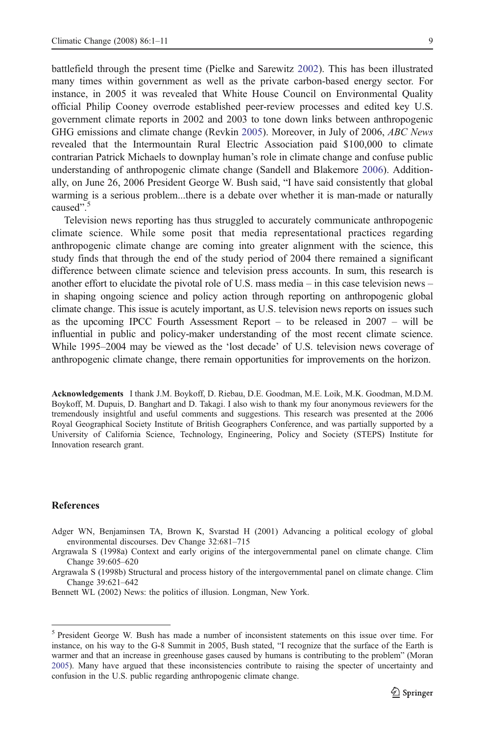battlefield through the present time (Pielke and Sarewitz 2002). This has been illustrated many times within government as well as the private carbon-based energy sector. For instance, in 2005 it was revealed that White House Council on Environmental Quality official Philip Cooney overrode established peer-review processes and edited key U.S. government climate reports in 2002 and 2003 to tone down links between anthropogenic GHG emissions and climate change (Revkin 2005). Moreover, in July of 2006, *ABC News* revealed that the Intermountain Rural Electric Association paid $100,000 to climate contrarian Patrick Michaels to downplay human's role in climate change and confuse public understanding of anthropogenic climate change (Sandell and Blakemore 2006). Additionally, on June 26, 2006 President George W. Bush said, "I have said consistently that global warming is a serious problem...there is a debate over whether it is man-made or naturally caused".[5]

Television news reporting has thus struggled to accurately communicate anthropogenic climate science. While some posit that media representational practices regarding anthropogenic climate change are coming into greater alignment with the science, this study finds that through the end of the study period of 2004 there remained a significant difference between climate science and television press accounts. In sum, this research is another effort to elucidate the pivotal role of U.S. mass media – in this case television news – in shaping ongoing science and policy action through reporting on anthropogenic global climate change. This issue is acutely important, as U.S. television news reports on issues such as the upcoming IPCC Fourth Assessment Report – to be released in 2007 – will be influential in public and policy-maker understanding of the most recent climate science. While 1995–2004 may be viewed as the 'lost decade' of U.S. television news coverage of anthropogenic climate change, there remain opportunities for improvements on the horizon.

**Acknowledgements** I thank J.M. Boykoff, D. Riebau, D.E. Goodman, M.E. Loik, M.K. Goodman, M.D.M. Boykoff, M. Dupuis, D. Banghart and D. Takagi. I also wish to thank my four anonymous reviewers for the tremendously insightful and useful comments and suggestions. This research was presented at the 2006 Royal Geographical Society Institute of British Geographers Conference, and was partially supported by a University of California Science, Technology, Engineering, Policy and Society (STEPS) Institute for Innovation research grant.

## References

Adger WN, Benjaminsen TA, Brown K, Svarstad H (2001) Advancing a political ecology of global environmental discourses. Dev Change 32:681–715

Agrawala S (1998a) Context and early origins of the intergovernmental panel on climate change. Clim Change 39:605–620

Agrawala S (1998b) Structural and process history of the intergovernmental panel on climate change. Clim Change 39:621–642

Bennett WL (2002) News: the politics of illusion. Longman, New York.

[5] President George W. Bush has made a number of inconsistent statements on this issue over time. For instance, on his way to the G-8 Summit in 2005, Bush stated, "I recognize that the surface of the Earth is warmer and that an increase in greenhouse gases caused by humans is contributing to the problem" (Moran 2005). Many have argued that these inconsistencies contribute to raising the specter of uncertainty and confusion in the U.S. public regarding anthropogenic climate change.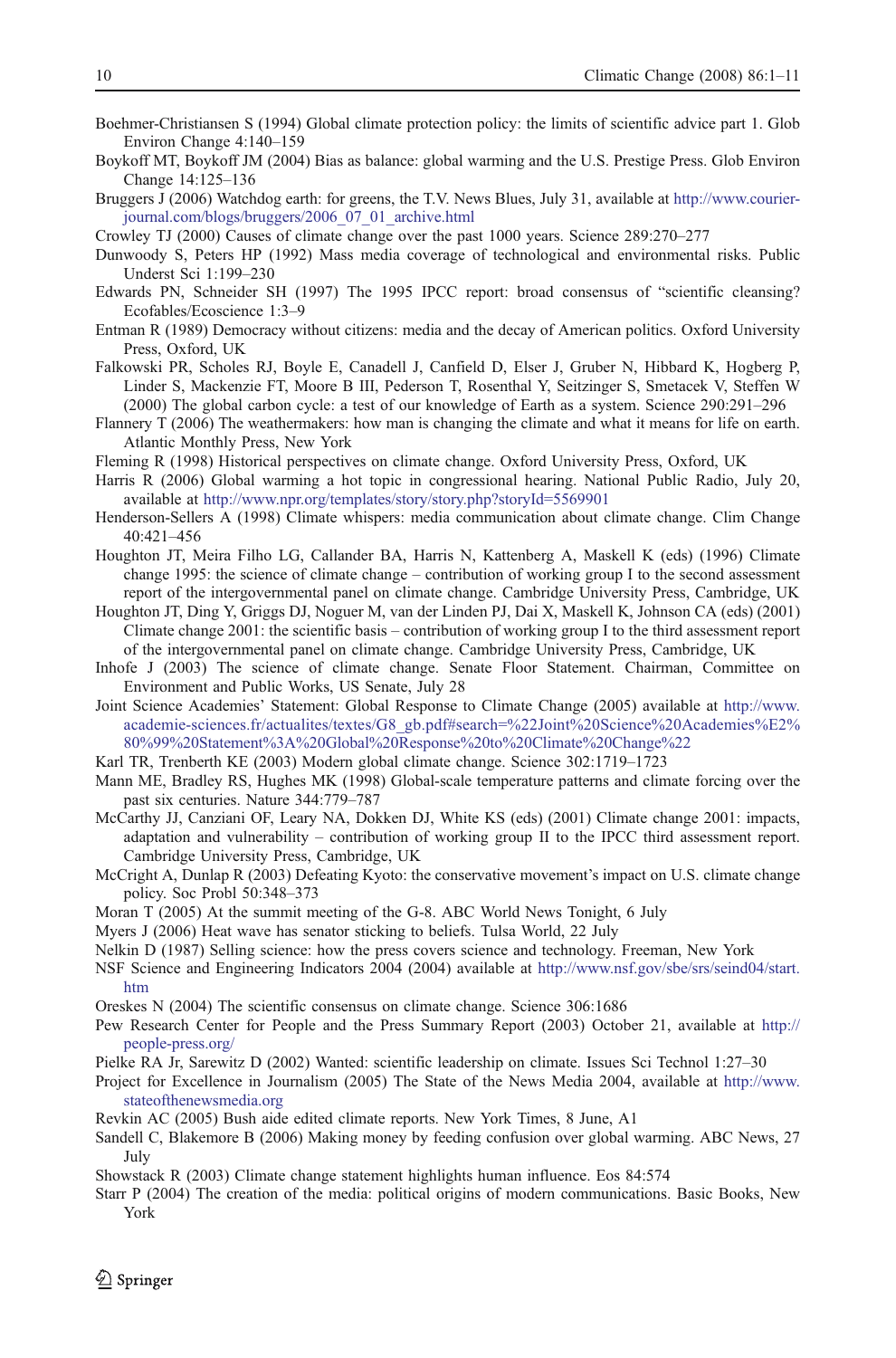Boehmer-Christiansen S (1994) Global climate protection policy: the limits of scientific advice part 1. Glob Environ Change 4:140–159

Boykoff MT, Boykoff JM (2004) Bias as balance: global warming and the U.S. Prestige Press. Glob Environ Change 14:125–136

Bruggers J (2006) Watchdog earth: for greens, the T.V. News Blues, July 31, available at http://www.courier-journal.com/blogs/bruggers/2006_07_01_archive.html

Crowley TJ (2000) Causes of climate change over the past 1000 years. Science 289:270–277

Dunwoody S, Peters HP (1992) Mass media coverage of technological and environmental risks. Public Underst Sci 1:199–230

Edwards PN, Schneider SH (1997) The 1995 IPCC report: broad consensus of "scientific cleansing? Ecofables/Ecoscience 1:3–9

Entman R (1989) Democracy without citizens: media and the decay of American politics. Oxford University Press, Oxford, UK

Falkowski PR, Scholes RJ, Boyle E, Canadell J, Canfield D, Elser J, Gruber N, Hibbard K, Hogberg P, Linder S, Mackenzie FT, Moore B III, Pederson T, Rosenthal Y, Seitzinger S, Smetacek V, Steffen W (2000) The global carbon cycle: a test of our knowledge of Earth as a system. Science 290:291–296

Flannery T (2006) The weathermakers: how man is changing the climate and what it means for life on earth. Atlantic Monthly Press, New York

Fleming R (1998) Historical perspectives on climate change. Oxford University Press, Oxford, UK

Harris R (2006) Global warming a hot topic in congressional hearing. National Public Radio, July 20, available at http://www.npr.org/templates/story/story.php?storyId=5569901

Henderson-Sellers A (1998) Climate whispers: media communication about climate change. Clim Change 40:421–456

Houghton JT, Meira Filho LG, Callander BA, Harris N, Kattenberg A, Maskell K (eds) (1996) Climate change 1995: the science of climate change – contribution of working group I to the second assessment report of the intergovernmental panel on climate change. Cambridge University Press, Cambridge, UK

Houghton JT, Ding Y, Griggs DJ, Noguer M, van der Linden PJ, Dai X, Maskell K, Johnson CA (eds) (2001) Climate change 2001: the scientific basis – contribution of working group I to the third assessment report of the intergovernmental panel on climate change. Cambridge University Press, Cambridge, UK

Inhofe J (2003) The science of climate change. Senate Floor Statement. Chairman, Committee on Environment and Public Works, US Senate, July 28

Joint Science Academies' Statement: Global Response to Climate Change (2005) available at http://www.academie-sciences.fr/actualites/textes/G8_gb.pdf#search=%22Joint%20Science%20Academies%E2%80%99%20Statement%3A%20Global%20Response%20to%20Climate%20Change%22

Karl TR, Trenberth KE (2003) Modern global climate change. Science 302:1719–1723

Mann ME, Bradley RS, Hughes MK (1998) Global-scale temperature patterns and climate forcing over the past six centuries. Nature 344:779–787

McCarthy JJ, Canziani OF, Leary NA, Dokken DJ, White KS (eds) (2001) Climate change 2001: impacts, adaptation and vulnerability – contribution of working group II to the IPCC third assessment report. Cambridge University Press, Cambridge, UK

McCright A, Dunlap R (2003) Defeating Kyoto: the conservative movement's impact on U.S. climate change policy. Soc Probl 50:348–373

Moran T (2005) At the summit meeting of the G-8. ABC World News Tonight, 6 July

Myers J (2006) Heat wave has senator sticking to beliefs. Tulsa World, 22 July

Nelkin D (1987) Selling science: how the press covers science and technology. Freeman, New York

NSF Science and Engineering Indicators 2004 (2004) available at http://www.nsf.gov/sbe/srs/seind04/start.htm

Oreskes N (2004) The scientific consensus on climate change. Science 306:1686

Pew Research Center for People and the Press Summary Report (2003) October 21, available at http://people-press.org/

Pielke RA Jr, Sarewitz D (2002) Wanted: scientific leadership on climate. Issues Sci Technol 1:27–30

Project for Excellence in Journalism (2005) The State of the News Media 2004, available at http://www.stateofthenewsmedia.org

Revkin AC (2005) Bush aide edited climate reports. New York Times, 8 June, A1

Sandell C, Blakemore B (2006) Making money by feeding confusion over global warming. ABC News, 27 July

Showstack R (2003) Climate change statement highlights human influence. Eos 84:574

Starr P (2004) The creation of the media: political origins of modern communications. Basic Books, New York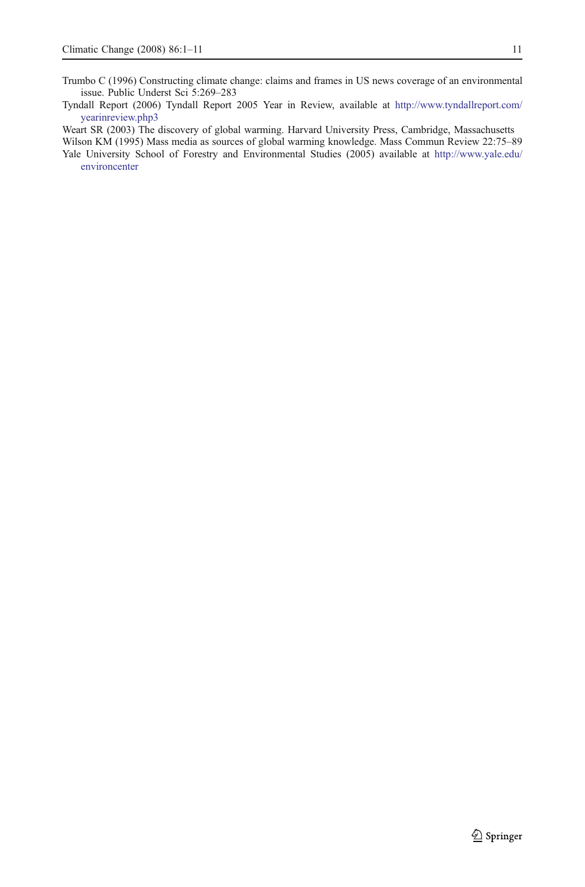Trumbo C (1996) Constructing climate change: claims and frames in US news coverage of an environmental issue. Public Underst Sci 5:269–283

Tyndall Report (2006) Tyndall Report 2005 Year in Review, available at http://www.tyndallreport.com/yearinreview.php3

Weart SR (2003) The discovery of global warming. Harvard University Press, Cambridge, Massachusetts

Wilson KM (1995) Mass media as sources of global warming knowledge. Mass Commun Review 22:75–89

Yale University School of Forestry and Environmental Studies (2005) available at http://www.yale.edu/environcenter